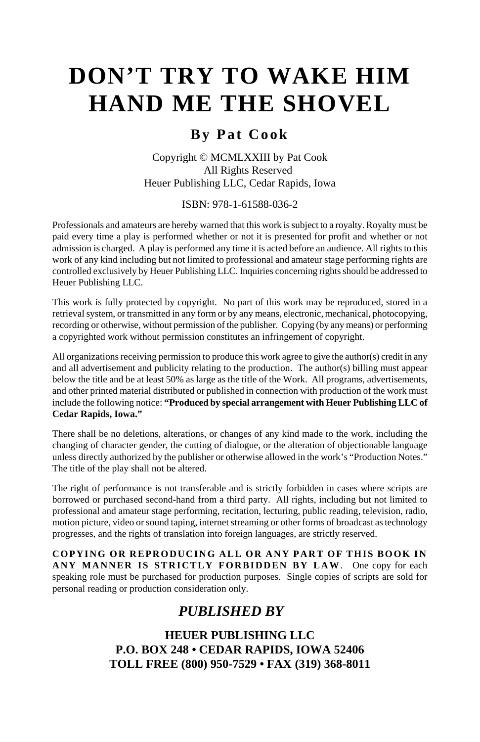# DON'T TRY TO WAKE HIM HAND ME THE SHOVEL

## By Pat Cook

Copyright © MCMLXXIII by Pat Cook
All Rights Reserved
Heuer Publishing LLC, Cedar Rapids, Iowa

ISBN: 978-1-61588-036-2

Professionals and amateurs are hereby warned that this work is subject to a royalty. Royalty must be paid every time a play is performed whether or not it is presented for profit and whether or not admission is charged. A play is performed any time it is acted before an audience. All rights to this work of any kind including but not limited to professional and amateur stage performing rights are controlled exclusively by Heuer Publishing LLC. Inquiries concerning rights should be addressed to Heuer Publishing LLC.

This work is fully protected by copyright. No part of this work may be reproduced, stored in a retrieval system, or transmitted in any form or by any means, electronic, mechanical, photocopying, recording or otherwise, without permission of the publisher. Copying (by any means) or performing a copyrighted work without permission constitutes an infringement of copyright.

All organizations receiving permission to produce this work agree to give the author(s) credit in any and all advertisement and publicity relating to the production. The author(s) billing must appear below the title and be at least 50% as large as the title of the Work. All programs, advertisements, and other printed material distributed or published in connection with production of the work must include the following notice: **"Produced by special arrangement with Heuer Publishing LLC of Cedar Rapids, Iowa."**

There shall be no deletions, alterations, or changes of any kind made to the work, including the changing of character gender, the cutting of dialogue, or the alteration of objectionable language unless directly authorized by the publisher or otherwise allowed in the work's "Production Notes." The title of the play shall not be altered.

The right of performance is not transferable and is strictly forbidden in cases where scripts are borrowed or purchased second-hand from a third party. All rights, including but not limited to professional and amateur stage performing, recitation, lecturing, public reading, television, radio, motion picture, video or sound taping, internet streaming or other forms of broadcast as technology progresses, and the rights of translation into foreign languages, are strictly reserved.

**COPYING OR REPRODUCING ALL OR ANY PART OF THIS BOOK IN ANY MANNER IS STRICTLY FORBIDDEN BY LAW**. One copy for each speaking role must be purchased for production purposes. Single copies of scripts are sold for personal reading or production consideration only.

## *PUBLISHED BY*

**HEUER PUBLISHING LLC**
**P.O. BOX 248 • CEDAR RAPIDS, IOWA 52406**
**TOLL FREE (800) 950-7529 • FAX (319) 368-8011**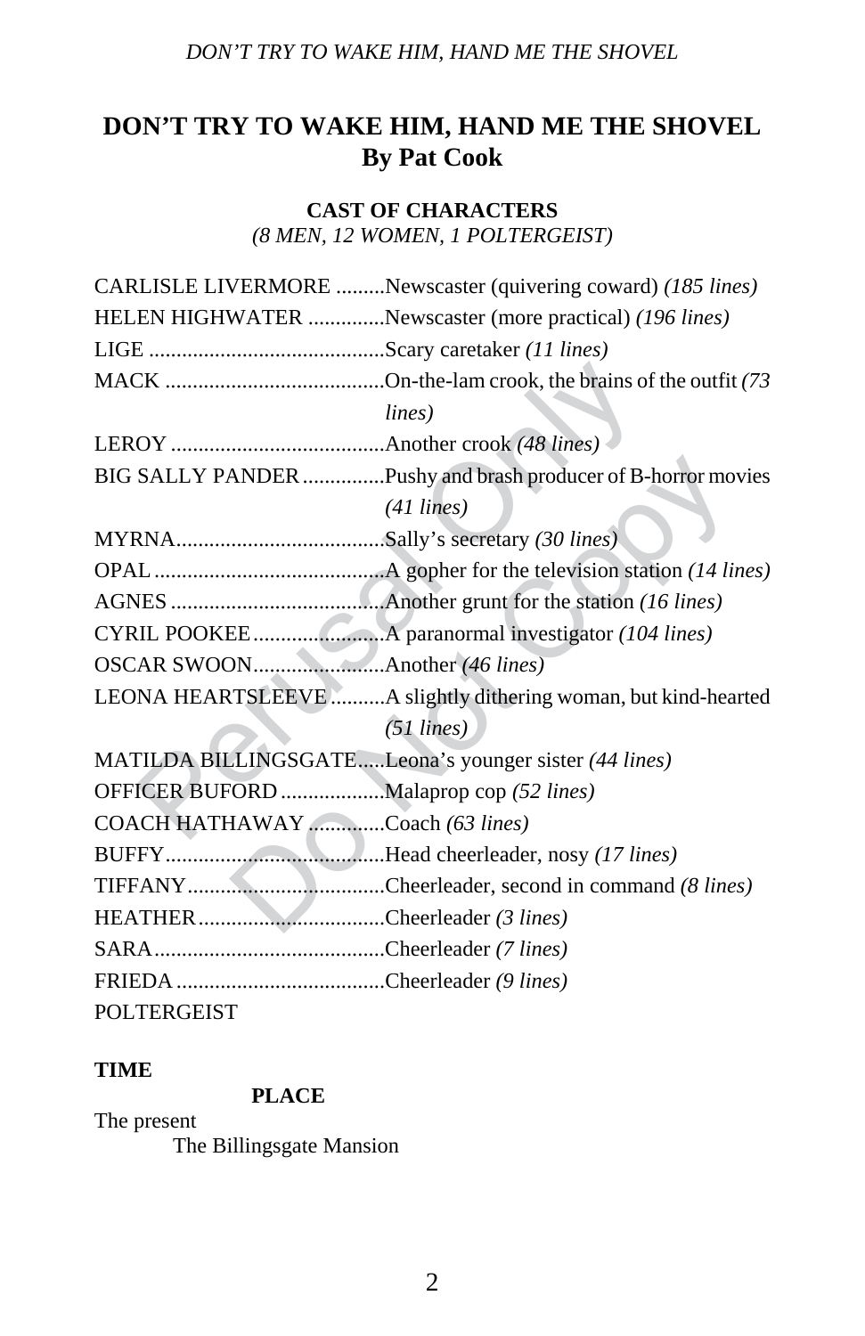# DON'T TRY TO WAKE HIM, HAND ME THE SHOVEL
## By Pat Cook

### CAST OF CHARACTERS
*(8 MEN, 12 WOMEN, 1 POLTERGEIST)*

CARLISLE LIVERMORE .........Newscaster (quivering coward) *(185 lines)*
HELEN HIGHWATER ..............Newscaster (more practical) *(196 lines)*
LIGE ...........................................Scary caretaker *(11 lines)*
MACK ........................................On-the-lam crook, the brains of the outfit *(73 lines)*
LEROY ........................................Another crook *(48 lines)*
BIG SALLY PANDER ...............Pushy and brash producer of B-horror movies *(41 lines)*
MYRNA.......................................Sally's secretary *(30 lines)*
OPAL ..........................................A gopher for the television station *(14 lines)*
AGNES .......................................Another grunt for the station *(16 lines)*
CYRIL POOKEE........................A paranormal investigator *(104 lines)*
OSCAR SWOON........................Another *(46 lines)*
LEONA HEARTSLEEVE ..........A slightly dithering woman, but kind-hearted *(51 lines)*
MATILDA BILLINGSGATE.....Leona's younger sister *(44 lines)*
OFFICER BUFORD ...................Malaprop cop *(52 lines)*
COACH HATHAWAY .............Coach *(63 lines)*
BUFFY.........................................Head cheerleader, nosy *(17 lines)*
TIFFANY....................................Cheerleader, second in command *(8 lines)*
HEATHER..................................Cheerleader *(3 lines)*
SARA..........................................Cheerleader *(7 lines)*
FRIEDA ......................................Cheerleader *(9 lines)*
POLTERGEIST

**TIME**

The present

**PLACE**

The Billingsgate Mansion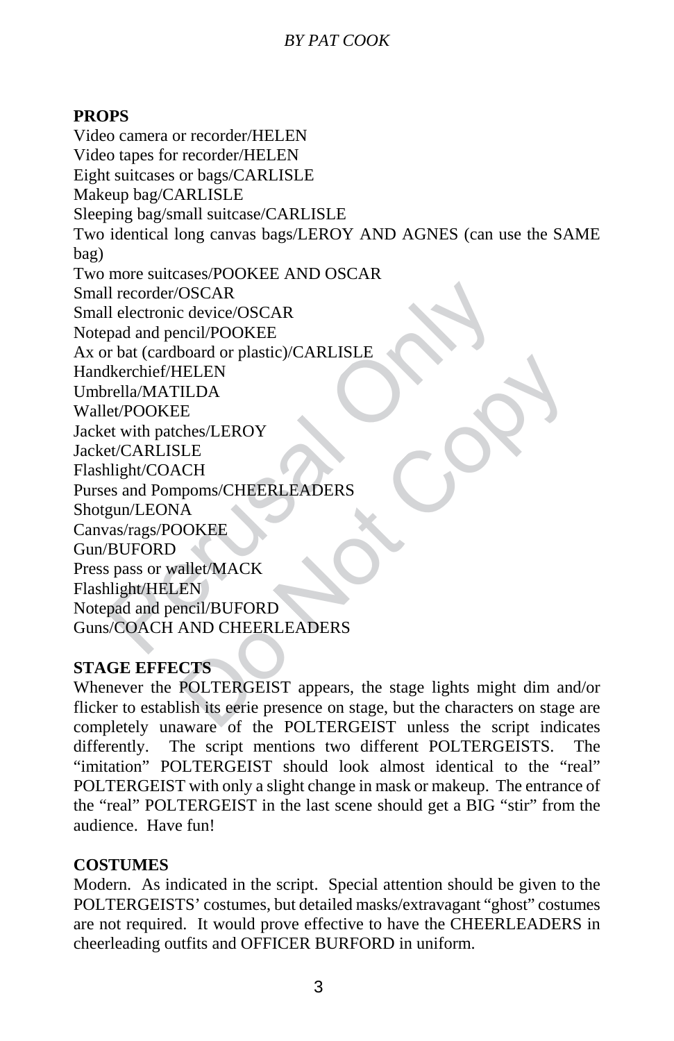## PROPS

Video camera or recorder/HELEN
Video tapes for recorder/HELEN
Eight suitcases or bags/CARLISLE
Makeup bag/CARLISLE
Sleeping bag/small suitcase/CARLISLE
Two identical long canvas bags/LEROY AND AGNES (can use the SAME bag)
Two more suitcases/POOKEE AND OSCAR
Small recorder/OSCAR
Small electronic device/OSCAR
Notepad and pencil/POOKEE
Ax or bat (cardboard or plastic)/CARLISLE
Handkerchief/HELEN
Umbrella/MATILDA
Wallet/POOKEE
Jacket with patches/LEROY
Jacket/CARLISLE
Flashlight/COACH
Purses and Pompoms/CHEERLEADERS
Shotgun/LEONA
Canvas/rags/POOKEE
Gun/BUFORD
Press pass or wallet/MACK
Flashlight/HELEN
Notepad and pencil/BUFORD
Guns/COACH AND CHEERLEADERS

## STAGE EFFECTS

Whenever the POLTERGEIST appears, the stage lights might dim and/or flicker to establish its eerie presence on stage, but the characters on stage are completely unaware of the POLTERGEIST unless the script indicates differently. The script mentions two different POLTERGEISTS. The "imitation" POLTERGEIST should look almost identical to the "real" POLTERGEIST with only a slight change in mask or makeup. The entrance of the "real" POLTERGEIST in the last scene should get a BIG "stir" from the audience. Have fun!

## COSTUMES

Modern. As indicated in the script. Special attention should be given to the POLTERGEISTS' costumes, but detailed masks/extravagant "ghost" costumes are not required. It would prove effective to have the CHEERLEADERS in cheerleading outfits and OFFICER BURFORD in uniform.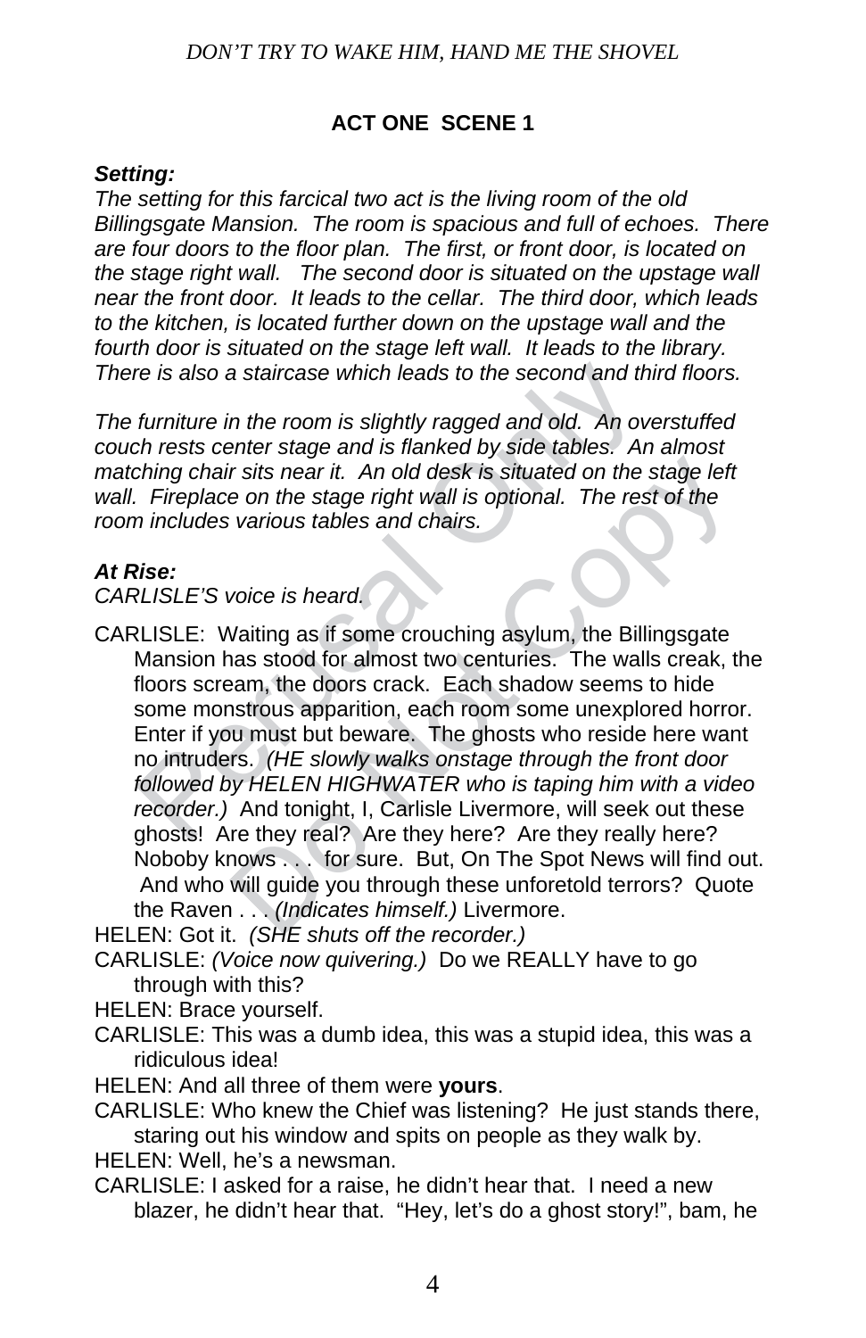## ACT ONE SCENE 1

***Setting:***

*The setting for this farcical two act is the living room of the old Billingsgate Mansion. The room is spacious and full of echoes. There are four doors to the floor plan. The first, or front door, is located on the stage right wall. The second door is situated on the upstage wall near the front door. It leads to the cellar. The third door, which leads to the kitchen, is located further down on the upstage wall and the fourth door is situated on the stage left wall. It leads to the library. There is also a staircase which leads to the second and third floors.*

*The furniture in the room is slightly ragged and old. An overstuffed couch rests center stage and is flanked by side tables. An almost matching chair sits near it. An old desk is situated on the stage left wall. Fireplace on the stage right wall is optional. The rest of the room includes various tables and chairs.*

***At Rise:***

*CARLISLE'S voice is heard.*

CARLISLE: Waiting as if some crouching asylum, the Billingsgate Mansion has stood for almost two centuries. The walls creak, the floors scream, the doors crack. Each shadow seems to hide some monstrous apparition, each room some unexplored horror. Enter if you must but beware. The ghosts who reside here want no intruders. *(HE slowly walks onstage through the front door followed by HELEN HIGHWATER who is taping him with a video recorder.)* And tonight, I, Carlisle Livermore, will seek out these ghosts! Are they real? Are they here? Are they really here? Noboby knows . . . for sure. But, On The Spot News will find out. And who will guide you through these unforetold terrors? Quote the Raven . . . *(Indicates himself.)* Livermore.

HELEN: Got it. *(SHE shuts off the recorder.)*

CARLISLE: *(Voice now quivering.)* Do we REALLY have to go through with this?

HELEN: Brace yourself.

CARLISLE: This was a dumb idea, this was a stupid idea, this was a ridiculous idea!

HELEN: And all three of them were **yours**.

CARLISLE: Who knew the Chief was listening? He just stands there, staring out his window and spits on people as they walk by.

HELEN: Well, he's a newsman.

CARLISLE: I asked for a raise, he didn't hear that. I need a new blazer, he didn't hear that. "Hey, let's do a ghost story!", bam, he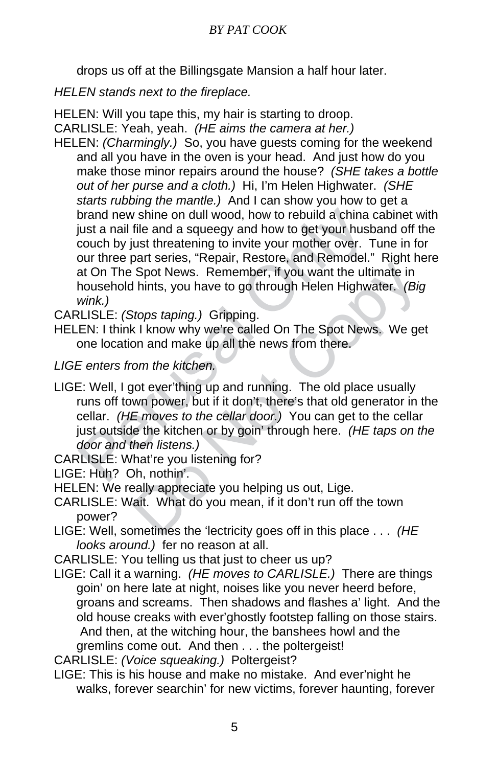drops us off at the Billingsgate Mansion a half hour later.

*HELEN stands next to the fireplace.*

HELEN: Will you tape this, my hair is starting to droop.

CARLISLE: Yeah, yeah. *(HE aims the camera at her.)*

HELEN: *(Charmingly.)* So, you have guests coming for the weekend and all you have in the oven is your head. And just how do you make those minor repairs around the house? *(SHE takes a bottle out of her purse and a cloth.)* Hi, I'm Helen Highwater. *(SHE starts rubbing the mantle.)* And I can show you how to get a brand new shine on dull wood, how to rebuild a china cabinet with just a nail file and a squeegy and how to get your husband off the couch by just threatening to invite your mother over. Tune in for our three part series, "Repair, Restore, and Remodel." Right here at On The Spot News. Remember, if you want the ultimate in household hints, you have to go through Helen Highwater. *(Big wink.)*

CARLISLE: *(Stops taping.)* Gripping.

HELEN: I think I know why we're called On The Spot News. We get one location and make up all the news from there.

*LIGE enters from the kitchen.*

LIGE: Well, I got ever'thing up and running. The old place usually runs off town power, but if it don't, there's that old generator in the cellar. *(HE moves to the cellar door.)* You can get to the cellar just outside the kitchen or by goin' through here. *(HE taps on the door and then listens.)*

CARLISLE: What're you listening for?

LIGE: Huh? Oh, nothin'.

HELEN: We really appreciate you helping us out, Lige.

CARLISLE: Wait. What do you mean, if it don't run off the town power?

LIGE: Well, sometimes the 'lectricity goes off in this place . . . *(HE looks around.)* fer no reason at all.

CARLISLE: You telling us that just to cheer us up?

LIGE: Call it a warning. *(HE moves to CARLISLE.)* There are things goin' on here late at night, noises like you never heerd before, groans and screams. Then shadows and flashes a' light. And the old house creaks with ever'ghostly footstep falling on those stairs. And then, at the witching hour, the banshees howl and the gremlins come out. And then . . . the poltergeist!

CARLISLE: *(Voice squeaking.)* Poltergeist?

LIGE: This is his house and make no mistake. And ever'night he walks, forever searchin' for new victims, forever haunting, forever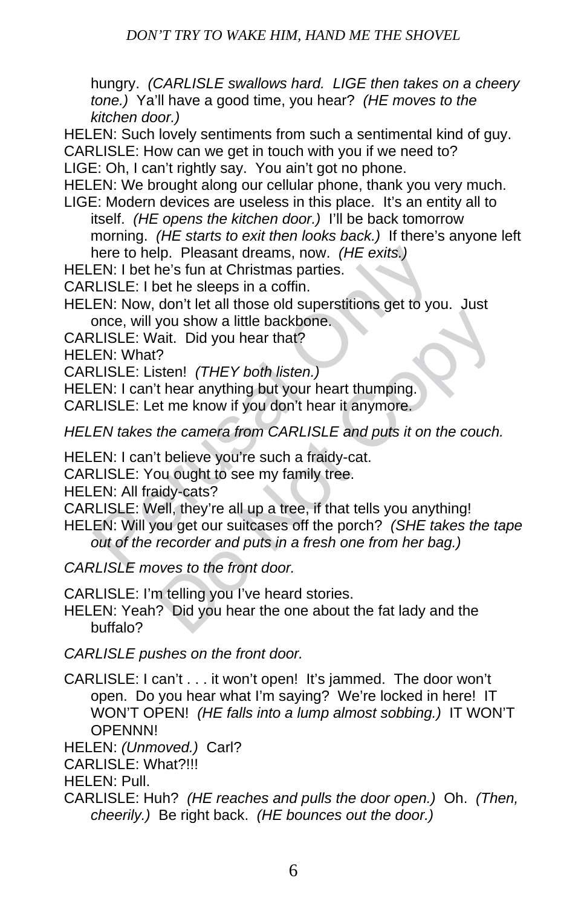hungry. *(CARLISLE swallows hard. LIGE then takes on a cheery tone.)* Ya'll have a good time, you hear? *(HE moves to the kitchen door.)*

HELEN: Such lovely sentiments from such a sentimental kind of guy.

CARLISLE: How can we get in touch with you if we need to?

LIGE: Oh, I can't rightly say. You ain't got no phone.

HELEN: We brought along our cellular phone, thank you very much.

LIGE: Modern devices are useless in this place. It's an entity all to itself. *(HE opens the kitchen door.)* I'll be back tomorrow morning. *(HE starts to exit then looks back.)* If there's anyone left here to help. Pleasant dreams, now. *(HE exits.)*

HELEN: I bet he's fun at Christmas parties.

CARLISLE: I bet he sleeps in a coffin.

HELEN: Now, don't let all those old superstitions get to you. Just once, will you show a little backbone.

CARLISLE: Wait. Did you hear that?

HELEN: What?

CARLISLE: Listen! *(THEY both listen.)*

HELEN: I can't hear anything but your heart thumping.

CARLISLE: Let me know if you don't hear it anymore.

*HELEN takes the camera from CARLISLE and puts it on the couch.*

HELEN: I can't believe you're such a fraidy-cat.

CARLISLE: You ought to see my family tree.

HELEN: All fraidy-cats?

CARLISLE: Well, they're all up a tree, if that tells you anything!

HELEN: Will you get our suitcases off the porch? *(SHE takes the tape out of the recorder and puts in a fresh one from her bag.)*

*CARLISLE moves to the front door.*

CARLISLE: I'm telling you I've heard stories.

HELEN: Yeah? Did you hear the one about the fat lady and the buffalo?

*CARLISLE pushes on the front door.*

CARLISLE: I can't . . . it won't open! It's jammed. The door won't open. Do you hear what I'm saying? We're locked in here! IT WON'T OPEN! *(HE falls into a lump almost sobbing.)* IT WON'T OPENNN!

HELEN: *(Unmoved.)* Carl?

CARLISLE: What?!!!

HELEN: Pull.

CARLISLE: Huh? *(HE reaches and pulls the door open.)* Oh. *(Then, cheerily.)* Be right back. *(HE bounces out the door.)*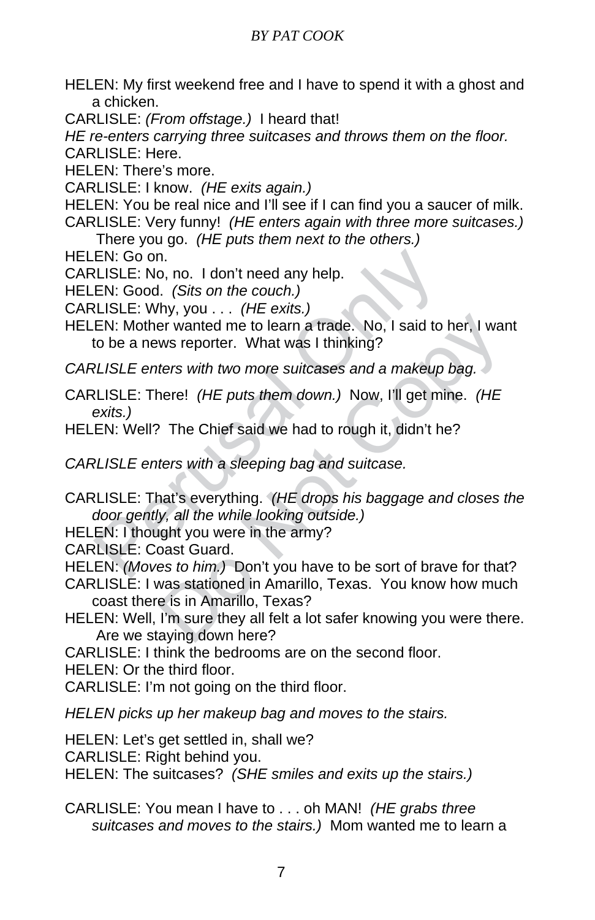HELEN: My first weekend free and I have to spend it with a ghost and a chicken.

CARLISLE: *(From offstage.)* I heard that!

*HE re-enters carrying three suitcases and throws them on the floor.*

CARLISLE: Here.

HELEN: There's more.

CARLISLE: I know. *(HE exits again.)*

HELEN: You be real nice and I'll see if I can find you a saucer of milk.

CARLISLE: Very funny! *(HE enters again with three more suitcases.)* There you go. *(HE puts them next to the others.)*

HELEN: Go on.

CARLISLE: No, no. I don't need any help.

HELEN: Good. *(Sits on the couch.)*

CARLISLE: Why, you . . . *(HE exits.)*

HELEN: Mother wanted me to learn a trade. No, I said to her, I want to be a news reporter. What was I thinking?

*CARLISLE enters with two more suitcases and a makeup bag.*

CARLISLE: There! *(HE puts them down.)* Now, I'll get mine. *(HE exits.)*

HELEN: Well? The Chief said we had to rough it, didn't he?

*CARLISLE enters with a sleeping bag and suitcase.*

CARLISLE: That's everything. *(HE drops his baggage and closes the door gently, all the while looking outside.)*

HELEN: I thought you were in the army?

CARLISLE: Coast Guard.

HELEN: *(Moves to him.)* Don't you have to be sort of brave for that?

CARLISLE: I was stationed in Amarillo, Texas. You know how much coast there is in Amarillo, Texas?

HELEN: Well, I'm sure they all felt a lot safer knowing you were there. Are we staying down here?

CARLISLE: I think the bedrooms are on the second floor.

HELEN: Or the third floor.

CARLISLE: I'm not going on the third floor.

*HELEN picks up her makeup bag and moves to the stairs.*

HELEN: Let's get settled in, shall we?

CARLISLE: Right behind you.

HELEN: The suitcases? *(SHE smiles and exits up the stairs.)*

CARLISLE: You mean I have to . . . oh MAN! *(HE grabs three suitcases and moves to the stairs.)* Mom wanted me to learn a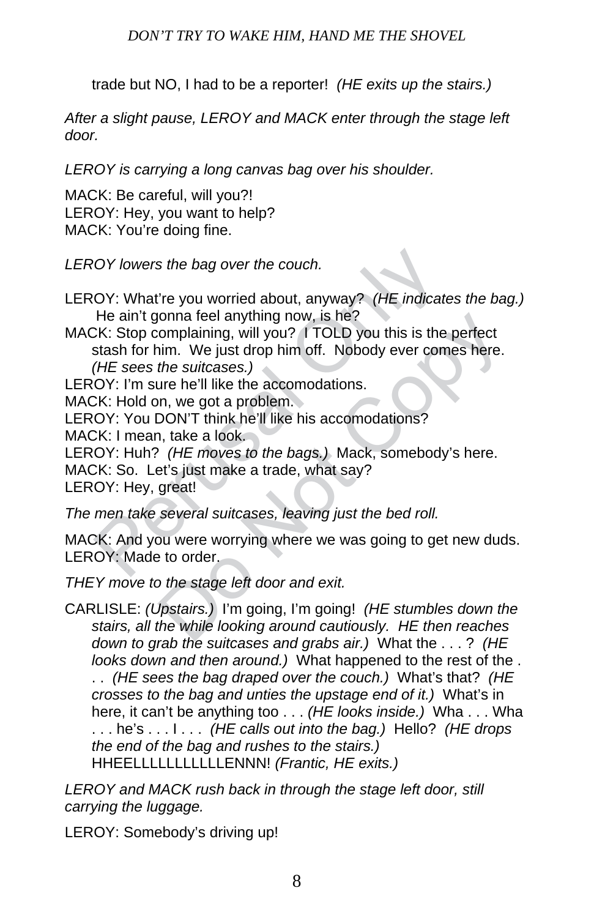trade but NO, I had to be a reporter!  *(HE exits up the stairs.)*

*After a slight pause, LEROY and MACK enter through the stage left door.*

*LEROY is carrying a long canvas bag over his shoulder.*

MACK: Be careful, will you?!
LEROY: Hey, you want to help?
MACK: You're doing fine.

*LEROY lowers the bag over the couch.*

LEROY: What're you worried about, anyway?  *(HE indicates the bag.)* He ain't gonna feel anything now, is he?
MACK: Stop complaining, will you?  I TOLD you this is the perfect stash for him.  We just drop him off.  Nobody ever comes here.  *(HE sees the suitcases.)*
LEROY: I'm sure he'll like the accomodations.
MACK: Hold on, we got a problem.
LEROY: You DON'T think he'll like his accomodations?
MACK: I mean, take a look.
LEROY: Huh?  *(HE moves to the bags.)*  Mack, somebody's here.
MACK: So.  Let's just make a trade, what say?
LEROY: Hey, great!

*The men take several suitcases, leaving just the bed roll.*

MACK: And you were worrying where we was going to get new duds.
LEROY: Made to order.

*THEY move to the stage left door and exit.*

CARLISLE: *(Upstairs.)*  I'm going, I'm going!  *(HE stumbles down the stairs, all the while looking around cautiously.  HE then reaches down to grab the suitcases and grabs air.)*  What the . . . ?  *(HE looks down and then around.)*  What happened to the rest of the . . .  *(HE sees the bag draped over the couch.)*  What's that?  *(HE crosses to the bag and unties the upstage end of it.)*  What's in here, it can't be anything too . . . *(HE looks inside.)*  Wha . . . Wha . . . he's . . . I . . .  *(HE calls out into the bag.)*  Hello?  *(HE drops the end of the bag and rushes to the stairs.)*  HHEELLLLLLLLLLLENNN! *(Frantic, HE exits.)*

*LEROY and MACK rush back in through the stage left door, still carrying the luggage.*

LEROY: Somebody's driving up!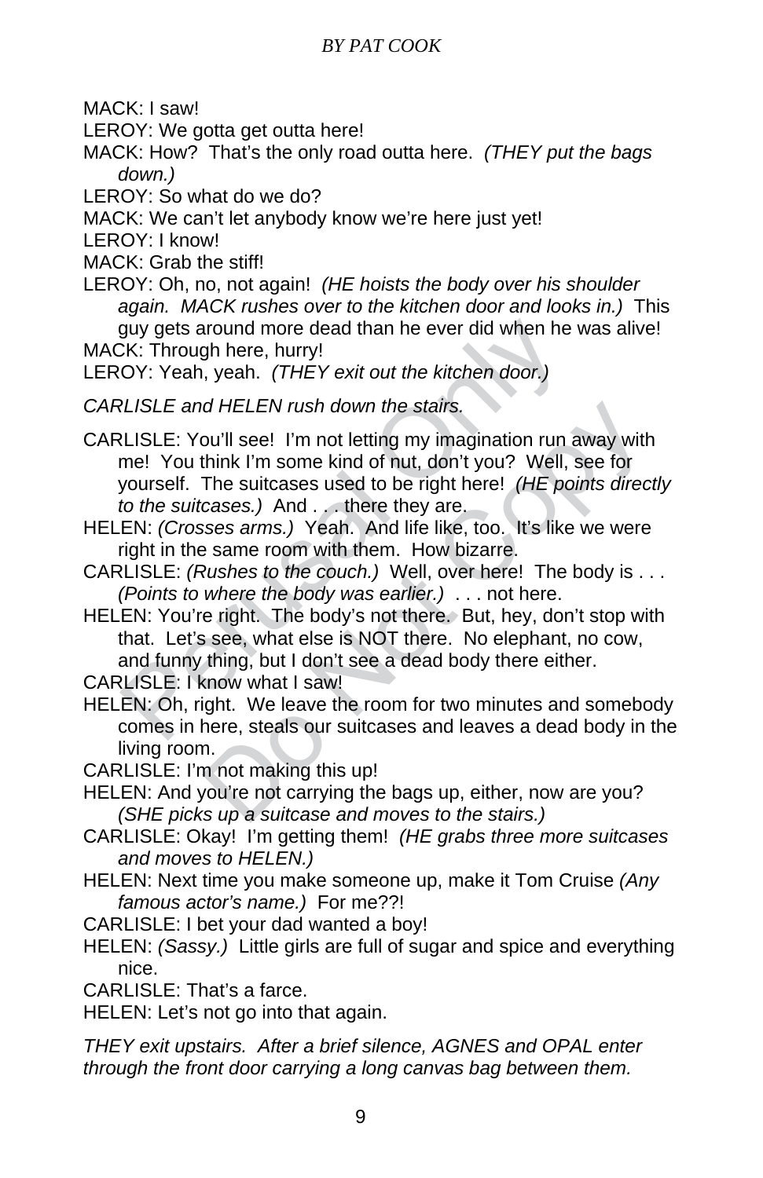MACK: I saw!

LEROY: We gotta get outta here!

MACK: How? That's the only road outta here. *(THEY put the bags down.)*

LEROY: So what do we do?

MACK: We can't let anybody know we're here just yet!

LEROY: I know!

MACK: Grab the stiff!

LEROY: Oh, no, not again! *(HE hoists the body over his shoulder again. MACK rushes over to the kitchen door and looks in.)* This guy gets around more dead than he ever did when he was alive!

MACK: Through here, hurry!

LEROY: Yeah, yeah. *(THEY exit out the kitchen door.)*

*CARLISLE and HELEN rush down the stairs.*

CARLISLE: You'll see! I'm not letting my imagination run away with me! You think I'm some kind of nut, don't you? Well, see for yourself. The suitcases used to be right here! *(HE points directly to the suitcases.)* And . . . there they are.

HELEN: *(Crosses arms.)* Yeah. And life like, too. It's like we were right in the same room with them. How bizarre.

CARLISLE: *(Rushes to the couch.)* Well, over here! The body is . . . *(Points to where the body was earlier.)* . . . not here.

HELEN: You're right. The body's not there. But, hey, don't stop with that. Let's see, what else is NOT there. No elephant, no cow, and funny thing, but I don't see a dead body there either.

CARLISLE: I know what I saw!

HELEN: Oh, right. We leave the room for two minutes and somebody comes in here, steals our suitcases and leaves a dead body in the living room.

CARLISLE: I'm not making this up!

HELEN: And you're not carrying the bags up, either, now are you? *(SHE picks up a suitcase and moves to the stairs.)*

CARLISLE: Okay! I'm getting them! *(HE grabs three more suitcases and moves to HELEN.)*

HELEN: Next time you make someone up, make it Tom Cruise *(Any famous actor's name.)* For me??!

CARLISLE: I bet your dad wanted a boy!

HELEN: *(Sassy.)* Little girls are full of sugar and spice and everything nice.

CARLISLE: That's a farce.

HELEN: Let's not go into that again.

*THEY exit upstairs. After a brief silence, AGNES and OPAL enter through the front door carrying a long canvas bag between them.*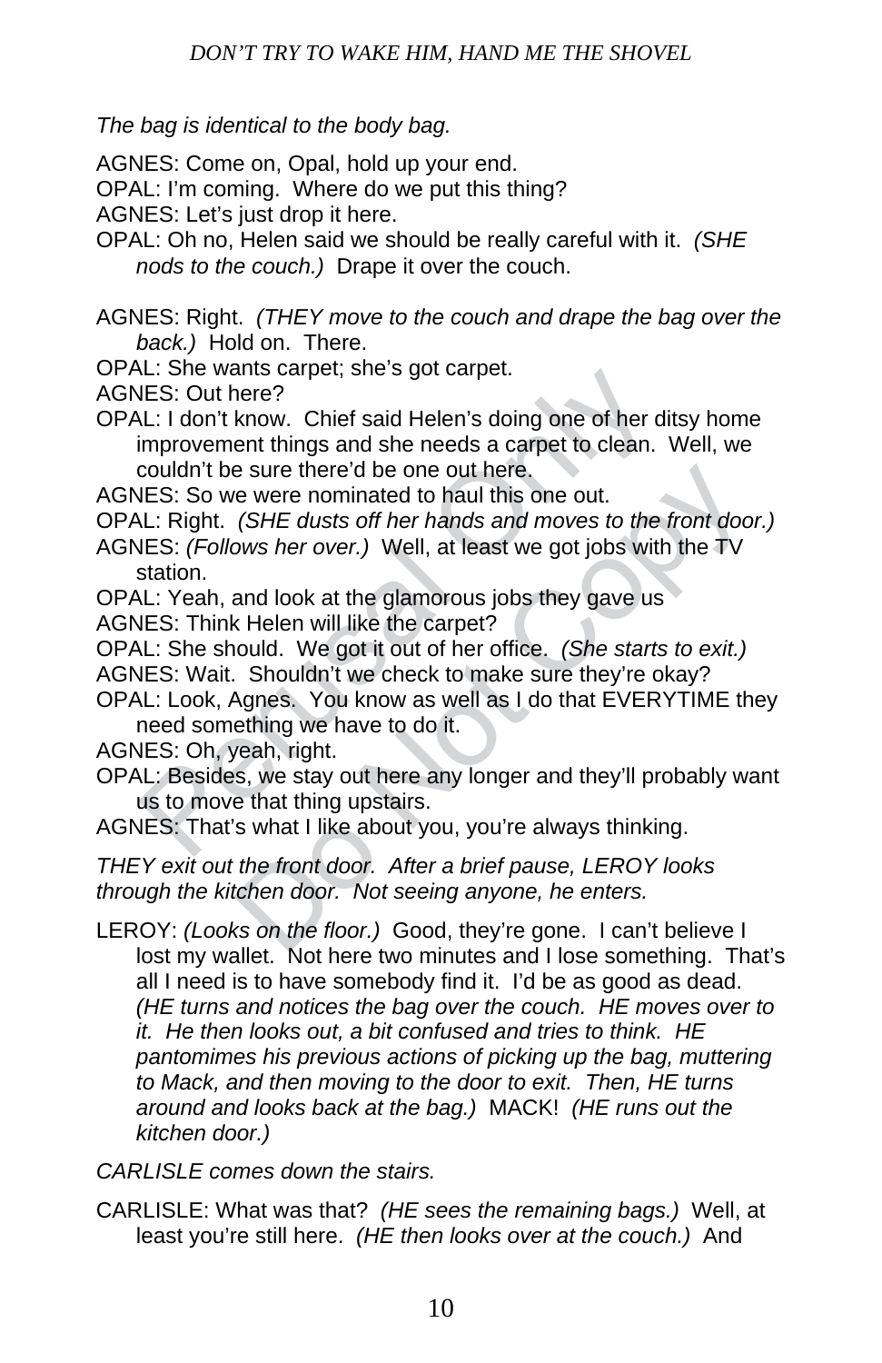*The bag is identical to the body bag.*

AGNES: Come on, Opal, hold up your end.

OPAL: I'm coming. Where do we put this thing?

AGNES: Let's just drop it here.

OPAL: Oh no, Helen said we should be really careful with it. *(SHE nods to the couch.)* Drape it over the couch.

AGNES: Right. *(THEY move to the couch and drape the bag over the back.)* Hold on. There.

OPAL: She wants carpet; she's got carpet.

AGNES: Out here?

OPAL: I don't know. Chief said Helen's doing one of her ditsy home improvement things and she needs a carpet to clean. Well, we couldn't be sure there'd be one out here.

AGNES: So we were nominated to haul this one out.

OPAL: Right. *(SHE dusts off her hands and moves to the front door.)*

AGNES: *(Follows her over.)* Well, at least we got jobs with the TV station.

OPAL: Yeah, and look at the glamorous jobs they gave us

AGNES: Think Helen will like the carpet?

OPAL: She should. We got it out of her office. *(She starts to exit.)*

AGNES: Wait. Shouldn't we check to make sure they're okay?

OPAL: Look, Agnes. You know as well as I do that EVERYTIME they need something we have to do it.

AGNES: Oh, yeah, right.

OPAL: Besides, we stay out here any longer and they'll probably want us to move that thing upstairs.

AGNES: That's what I like about you, you're always thinking.

*THEY exit out the front door. After a brief pause, LEROY looks through the kitchen door. Not seeing anyone, he enters.*

LEROY: *(Looks on the floor.)* Good, they're gone. I can't believe I lost my wallet. Not here two minutes and I lose something. That's all I need is to have somebody find it. I'd be as good as dead. *(HE turns and notices the bag over the couch. HE moves over to it. He then looks out, a bit confused and tries to think. HE pantomimes his previous actions of picking up the bag, muttering to Mack, and then moving to the door to exit. Then, HE turns around and looks back at the bag.)* MACK! *(HE runs out the kitchen door.)*

*CARLISLE comes down the stairs.*

CARLISLE: What was that? *(HE sees the remaining bags.)* Well, at least you're still here. *(HE then looks over at the couch.)* And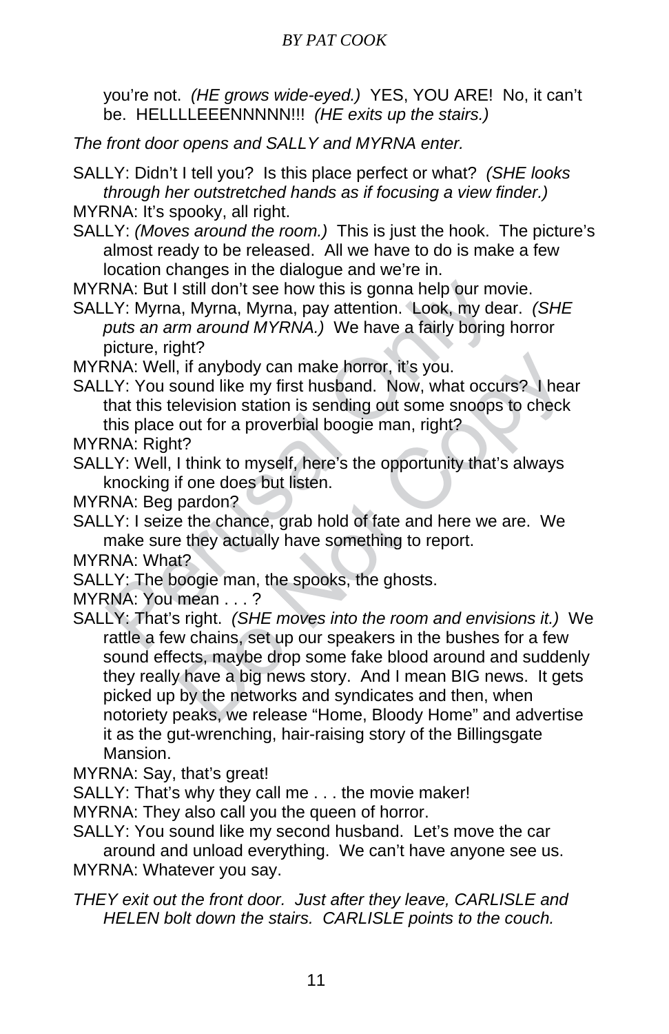you're not. *(HE grows wide-eyed.)* YES, YOU ARE! No, it can't be. HELLLLEEENNNNN!!! *(HE exits up the stairs.)*

*The front door opens and SALLY and MYRNA enter.*

SALLY: Didn't I tell you? Is this place perfect or what? *(SHE looks through her outstretched hands as if focusing a view finder.)*

MYRNA: It's spooky, all right.

SALLY: *(Moves around the room.)* This is just the hook. The picture's almost ready to be released. All we have to do is make a few location changes in the dialogue and we're in.

MYRNA: But I still don't see how this is gonna help our movie.

SALLY: Myrna, Myrna, Myrna, pay attention. Look, my dear. *(SHE puts an arm around MYRNA.)* We have a fairly boring horror picture, right?

MYRNA: Well, if anybody can make horror, it's you.

SALLY: You sound like my first husband. Now, what occurs? I hear that this television station is sending out some snoops to check this place out for a proverbial boogie man, right?

MYRNA: Right?

SALLY: Well, I think to myself, here's the opportunity that's always knocking if one does but listen.

MYRNA: Beg pardon?

SALLY: I seize the chance, grab hold of fate and here we are. We make sure they actually have something to report.

MYRNA: What?

SALLY: The boogie man, the spooks, the ghosts.

MYRNA: You mean . . . ?

SALLY: That's right. *(SHE moves into the room and envisions it.)* We rattle a few chains, set up our speakers in the bushes for a few sound effects, maybe drop some fake blood around and suddenly they really have a big news story. And I mean BIG news. It gets picked up by the networks and syndicates and then, when notoriety peaks, we release "Home, Bloody Home" and advertise it as the gut-wrenching, hair-raising story of the Billingsgate Mansion.

MYRNA: Say, that's great!

SALLY: That's why they call me . . . the movie maker!

MYRNA: They also call you the queen of horror.

SALLY: You sound like my second husband. Let's move the car around and unload everything. We can't have anyone see us.

MYRNA: Whatever you say.

*THEY exit out the front door. Just after they leave, CARLISLE and HELEN bolt down the stairs. CARLISLE points to the couch.*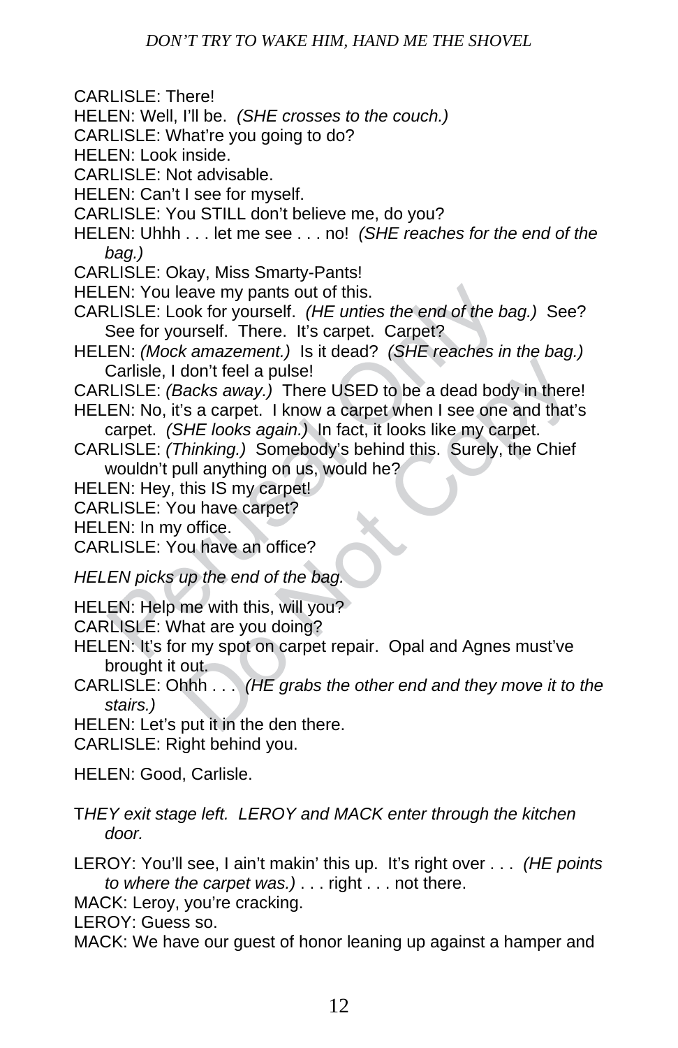CARLISLE: There!

HELEN: Well, I'll be. *(SHE crosses to the couch.)*

CARLISLE: What're you going to do?

HELEN: Look inside.

CARLISLE: Not advisable.

HELEN: Can't I see for myself.

CARLISLE: You STILL don't believe me, do you?

HELEN: Uhhh . . . let me see . . . no! *(SHE reaches for the end of the bag.)*

CARLISLE: Okay, Miss Smarty-Pants!

HELEN: You leave my pants out of this.

CARLISLE: Look for yourself. *(HE unties the end of the bag.)* See? See for yourself. There. It's carpet. Carpet?

HELEN: *(Mock amazement.)* Is it dead? *(SHE reaches in the bag.)* Carlisle, I don't feel a pulse!

CARLISLE: *(Backs away.)* There USED to be a dead body in there!

HELEN: No, it's a carpet. I know a carpet when I see one and that's carpet. *(SHE looks again.)* In fact, it looks like my carpet.

CARLISLE: *(Thinking.)* Somebody's behind this. Surely, the Chief wouldn't pull anything on us, would he?

HELEN: Hey, this IS my carpet!

CARLISLE: You have carpet?

HELEN: In my office.

CARLISLE: You have an office?

*HELEN picks up the end of the bag.*

HELEN: Help me with this, will you?

CARLISLE: What are you doing?

HELEN: It's for my spot on carpet repair. Opal and Agnes must've brought it out.

CARLISLE: Ohhh . . . *(HE grabs the other end and they move it to the stairs.)*

HELEN: Let's put it in the den there.

CARLISLE: Right behind you.

HELEN: Good, Carlisle.

T*HEY exit stage left. LEROY and MACK enter through the kitchen door.*

LEROY: You'll see, I ain't makin' this up. It's right over . . . *(HE points to where the carpet was.)* . . . right . . . not there.

MACK: Leroy, you're cracking.

LEROY: Guess so.

MACK: We have our guest of honor leaning up against a hamper and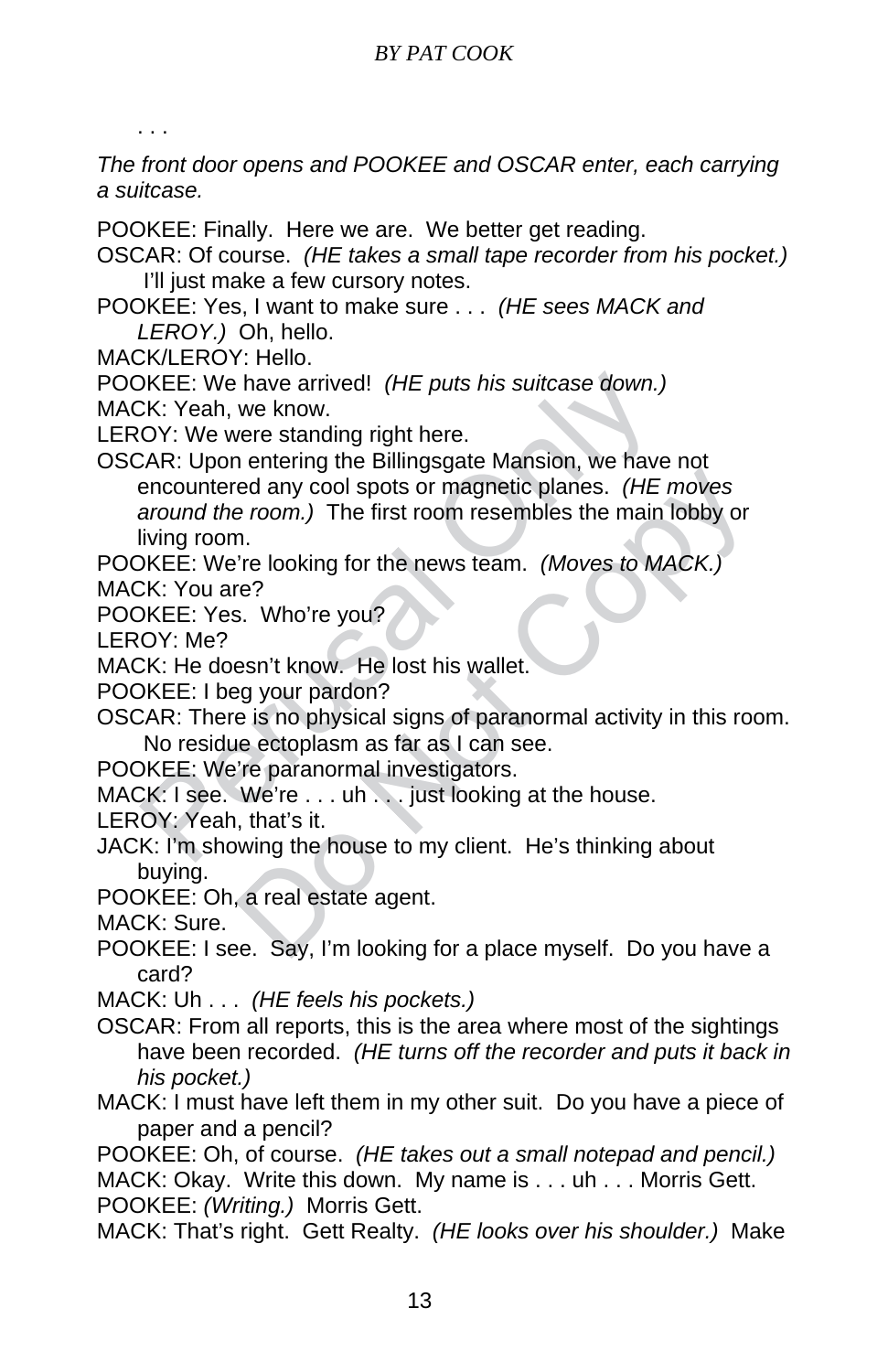. . .

*The front door opens and POOKEE and OSCAR enter, each carrying a suitcase.*

POOKEE: Finally. Here we are. We better get reading.

OSCAR: Of course. *(HE takes a small tape recorder from his pocket.)* I'll just make a few cursory notes.

POOKEE: Yes, I want to make sure . . . *(HE sees MACK and LEROY.)* Oh, hello.

MACK/LEROY: Hello.

POOKEE: We have arrived! *(HE puts his suitcase down.)*

MACK: Yeah, we know.

LEROY: We were standing right here.

OSCAR: Upon entering the Billingsgate Mansion, we have not encountered any cool spots or magnetic planes. *(HE moves around the room.)* The first room resembles the main lobby or living room.

POOKEE: We're looking for the news team. *(Moves to MACK.)*

MACK: You are?

POOKEE: Yes. Who're you?

LEROY: Me?

MACK: He doesn't know. He lost his wallet.

POOKEE: I beg your pardon?

OSCAR: There is no physical signs of paranormal activity in this room. No residue ectoplasm as far as I can see.

POOKEE: We're paranormal investigators.

MACK: I see. We're . . . uh . . . just looking at the house.

LEROY: Yeah, that's it.

JACK: I'm showing the house to my client. He's thinking about buying.

POOKEE: Oh, a real estate agent.

MACK: Sure.

POOKEE: I see. Say, I'm looking for a place myself. Do you have a card?

MACK: Uh . . . *(HE feels his pockets.)*

OSCAR: From all reports, this is the area where most of the sightings have been recorded. *(HE turns off the recorder and puts it back in his pocket.)*

MACK: I must have left them in my other suit. Do you have a piece of paper and a pencil?

POOKEE: Oh, of course. *(HE takes out a small notepad and pencil.)*

MACK: Okay. Write this down. My name is . . . uh . . . Morris Gett.

POOKEE: *(Writing.)* Morris Gett.

MACK: That's right. Gett Realty. *(HE looks over his shoulder.)* Make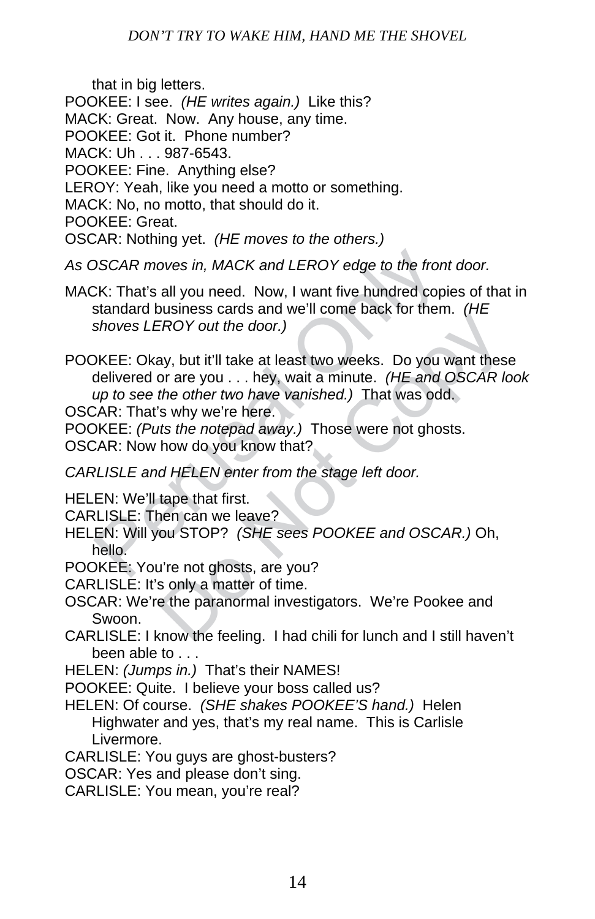that in big letters.

POOKEE: I see. *(HE writes again.)* Like this?

MACK: Great. Now. Any house, any time.

POOKEE: Got it. Phone number?

MACK: Uh . . . 987-6543.

POOKEE: Fine. Anything else?

LEROY: Yeah, like you need a motto or something.

MACK: No, no motto, that should do it.

POOKEE: Great.

OSCAR: Nothing yet. *(HE moves to the others.)*

*As OSCAR moves in, MACK and LEROY edge to the front door.*

MACK: That's all you need. Now, I want five hundred copies of that in standard business cards and we'll come back for them. *(HE shoves LEROY out the door.)*

POOKEE: Okay, but it'll take at least two weeks. Do you want these delivered or are you . . . hey, wait a minute. *(HE and OSCAR look up to see the other two have vanished.)* That was odd.

OSCAR: That's why we're here.

POOKEE: *(Puts the notepad away.)* Those were not ghosts.

OSCAR: Now how do you know that?

*CARLISLE and HELEN enter from the stage left door.*

HELEN: We'll tape that first.

CARLISLE: Then can we leave?

HELEN: Will you STOP? *(SHE sees POOKEE and OSCAR.)* Oh, hello.

POOKEE: You're not ghosts, are you?

CARLISLE: It's only a matter of time.

OSCAR: We're the paranormal investigators. We're Pookee and Swoon.

CARLISLE: I know the feeling. I had chili for lunch and I still haven't been able to . . .

HELEN: *(Jumps in.)* That's their NAMES!

POOKEE: Quite. I believe your boss called us?

HELEN: Of course. *(SHE shakes POOKEE'S hand.)* Helen Highwater and yes, that's my real name. This is Carlisle Livermore.

CARLISLE: You guys are ghost-busters?

OSCAR: Yes and please don't sing.

CARLISLE: You mean, you're real?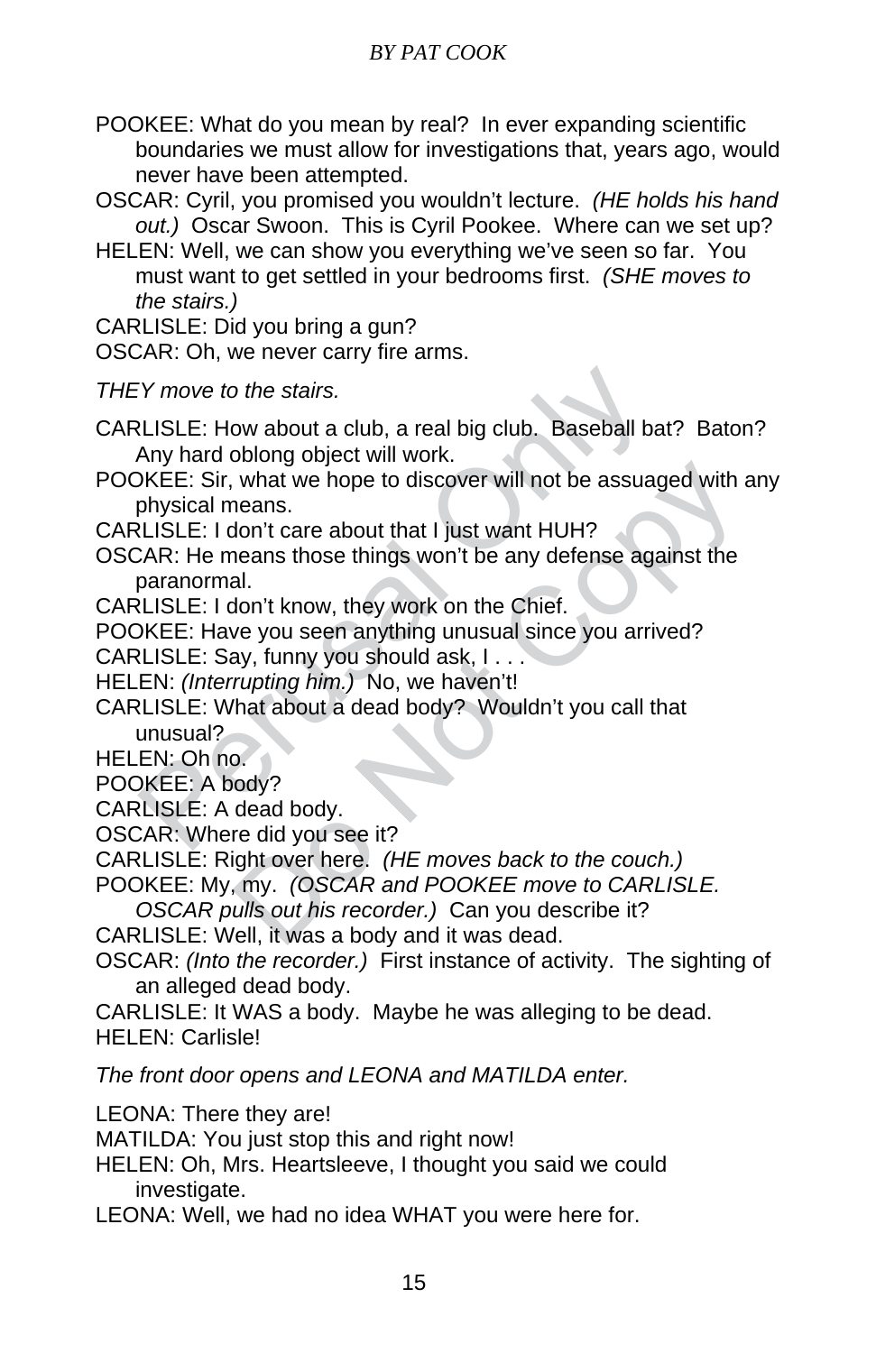POOKEE: What do you mean by real? In ever expanding scientific boundaries we must allow for investigations that, years ago, would never have been attempted.

OSCAR: Cyril, you promised you wouldn't lecture. *(HE holds his hand out.)* Oscar Swoon. This is Cyril Pookee. Where can we set up?

HELEN: Well, we can show you everything we've seen so far. You must want to get settled in your bedrooms first. *(SHE moves to the stairs.)*

CARLISLE: Did you bring a gun?

OSCAR: Oh, we never carry fire arms.

*THEY move to the stairs.*

CARLISLE: How about a club, a real big club. Baseball bat? Baton? Any hard oblong object will work.

POOKEE: Sir, what we hope to discover will not be assuaged with any physical means.

CARLISLE: I don't care about that I just want HUH?

OSCAR: He means those things won't be any defense against the paranormal.

CARLISLE: I don't know, they work on the Chief.

POOKEE: Have you seen anything unusual since you arrived?

CARLISLE: Say, funny you should ask, I . . .

HELEN: *(Interrupting him.)* No, we haven't!

CARLISLE: What about a dead body? Wouldn't you call that unusual?

HELEN: Oh no.

POOKEE: A body?

CARLISLE: A dead body.

OSCAR: Where did you see it?

CARLISLE: Right over here. *(HE moves back to the couch.)*

POOKEE: My, my. *(OSCAR and POOKEE move to CARLISLE. OSCAR pulls out his recorder.)* Can you describe it?

CARLISLE: Well, it was a body and it was dead.

OSCAR: *(Into the recorder.)* First instance of activity. The sighting of an alleged dead body.

CARLISLE: It WAS a body. Maybe he was alleging to be dead.

HELEN: Carlisle!

*The front door opens and LEONA and MATILDA enter.*

LEONA: There they are!

MATILDA: You just stop this and right now!

HELEN: Oh, Mrs. Heartsleeve, I thought you said we could investigate.

LEONA: Well, we had no idea WHAT you were here for.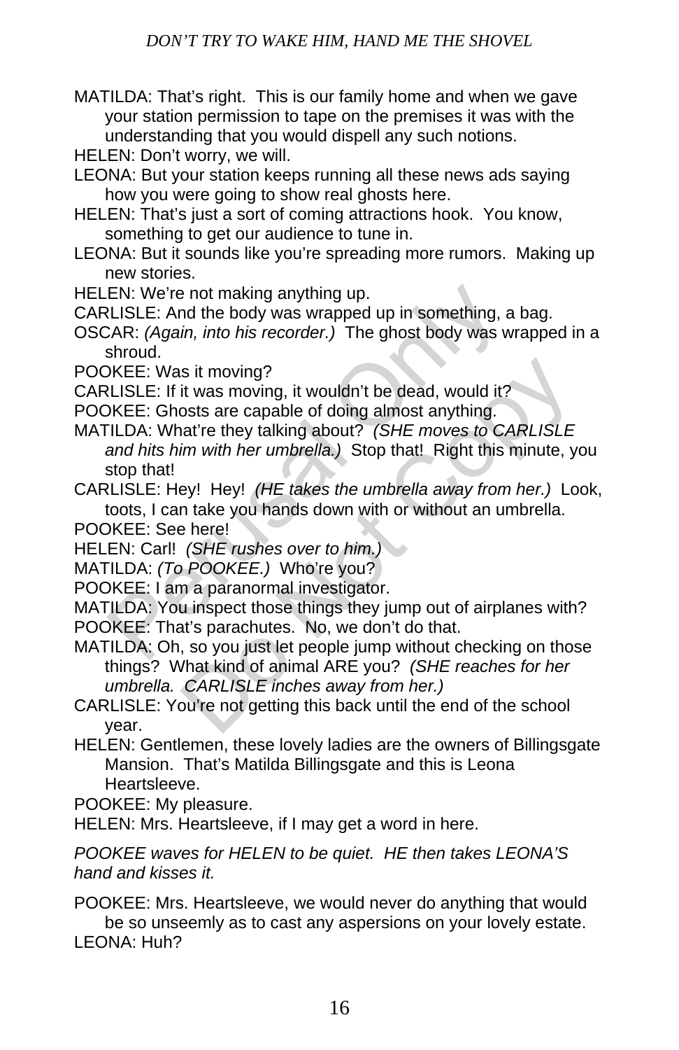MATILDA: That's right. This is our family home and when we gave your station permission to tape on the premises it was with the understanding that you would dispell any such notions.

HELEN: Don't worry, we will.

LEONA: But your station keeps running all these news ads saying how you were going to show real ghosts here.

HELEN: That's just a sort of coming attractions hook. You know, something to get our audience to tune in.

LEONA: But it sounds like you're spreading more rumors. Making up new stories.

HELEN: We're not making anything up.

CARLISLE: And the body was wrapped up in something, a bag.

OSCAR: *(Again, into his recorder.)* The ghost body was wrapped in a shroud.

POOKEE: Was it moving?

CARLISLE: If it was moving, it wouldn't be dead, would it?

POOKEE: Ghosts are capable of doing almost anything.

MATILDA: What're they talking about? *(SHE moves to CARLISLE and hits him with her umbrella.)* Stop that! Right this minute, you stop that!

CARLISLE: Hey! Hey! *(HE takes the umbrella away from her.)* Look, toots, I can take you hands down with or without an umbrella.

POOKEE: See here!

HELEN: Carl! *(SHE rushes over to him.)*

MATILDA: *(To POOKEE.)* Who're you?

POOKEE: I am a paranormal investigator.

MATILDA: You inspect those things they jump out of airplanes with?

POOKEE: That's parachutes. No, we don't do that.

MATILDA: Oh, so you just let people jump without checking on those things? What kind of animal ARE you? *(SHE reaches for her umbrella. CARLISLE inches away from her.)*

CARLISLE: You're not getting this back until the end of the school year.

HELEN: Gentlemen, these lovely ladies are the owners of Billingsgate Mansion. That's Matilda Billingsgate and this is Leona Heartsleeve.

POOKEE: My pleasure.

HELEN: Mrs. Heartsleeve, if I may get a word in here.

*POOKEE waves for HELEN to be quiet. HE then takes LEONA'S hand and kisses it.*

POOKEE: Mrs. Heartsleeve, we would never do anything that would be so unseemly as to cast any aspersions on your lovely estate.

LEONA: Huh?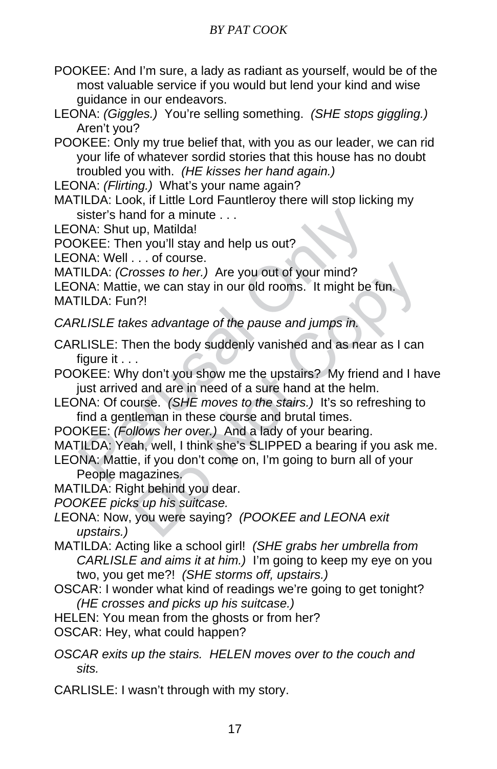POOKEE: And I'm sure, a lady as radiant as yourself, would be of the most valuable service if you would but lend your kind and wise guidance in our endeavors.

LEONA: *(Giggles.)* You're selling something. *(SHE stops giggling.)* Aren't you?

POOKEE: Only my true belief that, with you as our leader, we can rid your life of whatever sordid stories that this house has no doubt troubled you with. *(HE kisses her hand again.)*

LEONA: *(Flirting.)* What's your name again?

MATILDA: Look, if Little Lord Fauntleroy there will stop licking my sister's hand for a minute . . .

LEONA: Shut up, Matilda!

POOKEE: Then you'll stay and help us out?

LEONA: Well . . . of course.

MATILDA: *(Crosses to her.)* Are you out of your mind?

LEONA: Mattie, we can stay in our old rooms. It might be fun.

MATILDA: Fun?!

*CARLISLE takes advantage of the pause and jumps in.*

CARLISLE: Then the body suddenly vanished and as near as I can figure it . . .

POOKEE: Why don't you show me the upstairs? My friend and I have just arrived and are in need of a sure hand at the helm.

LEONA: Of course. *(SHE moves to the stairs.)* It's so refreshing to find a gentleman in these course and brutal times.

POOKEE: *(Follows her over.)* And a lady of your bearing.

MATILDA: Yeah, well, I think she's SLIPPED a bearing if you ask me.

LEONA: Mattie, if you don't come on, I'm going to burn all of your People magazines.

MATILDA: Right behind you dear.

*POOKEE picks up his suitcase.*

LEONA: Now, you were saying? *(POOKEE and LEONA exit upstairs.)*

MATILDA: Acting like a school girl! *(SHE grabs her umbrella from CARLISLE and aims it at him.)* I'm going to keep my eye on you two, you get me?! *(SHE storms off, upstairs.)*

OSCAR: I wonder what kind of readings we're going to get tonight? *(HE crosses and picks up his suitcase.)*

HELEN: You mean from the ghosts or from her?

OSCAR: Hey, what could happen?

*OSCAR exits up the stairs. HELEN moves over to the couch and sits.*

CARLISLE: I wasn't through with my story.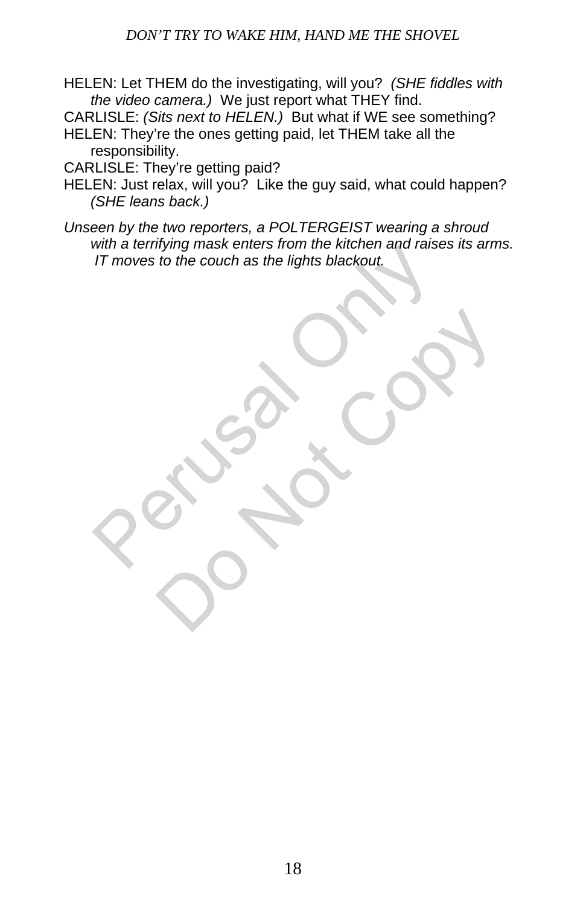HELEN: Let THEM do the investigating, will you? *(SHE fiddles with the video camera.)* We just report what THEY find.

CARLISLE: *(Sits next to HELEN.)* But what if WE see something?

HELEN: They're the ones getting paid, let THEM take all the responsibility.

CARLISLE: They're getting paid?

HELEN: Just relax, will you? Like the guy said, what could happen? *(SHE leans back.)*

*Unseen by the two reporters, a POLTERGEIST wearing a shroud with a terrifying mask enters from the kitchen and raises its arms. IT moves to the couch as the lights blackout.*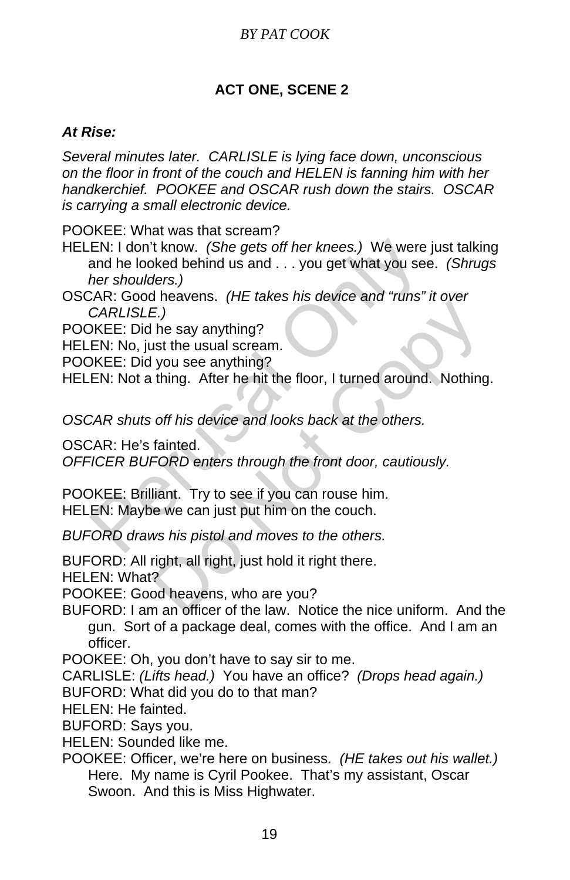## ACT ONE, SCENE 2

***At Rise:***

*Several minutes later. CARLISLE is lying face down, unconscious on the floor in front of the couch and HELEN is fanning him with her handkerchief. POOKEE and OSCAR rush down the stairs. OSCAR is carrying a small electronic device.*

POOKEE: What was that scream?

HELEN: I don't know. *(She gets off her knees.)* We were just talking and he looked behind us and . . . you get what you see. *(Shrugs her shoulders.)*

OSCAR: Good heavens. *(HE takes his device and "runs" it over CARLISLE.)*

POOKEE: Did he say anything?

HELEN: No, just the usual scream.

POOKEE: Did you see anything?

HELEN: Not a thing. After he hit the floor, I turned around. Nothing.

*OSCAR shuts off his device and looks back at the others.*

OSCAR: He's fainted.

*OFFICER BUFORD enters through the front door, cautiously.*

POOKEE: Brilliant. Try to see if you can rouse him.

HELEN: Maybe we can just put him on the couch.

*BUFORD draws his pistol and moves to the others.*

BUFORD: All right, all right, just hold it right there.

HELEN: What?

POOKEE: Good heavens, who are you?

BUFORD: I am an officer of the law. Notice the nice uniform. And the gun. Sort of a package deal, comes with the office. And I am an officer.

POOKEE: Oh, you don't have to say sir to me.

CARLISLE: *(Lifts head.)* You have an office? *(Drops head again.)*

BUFORD: What did you do to that man?

HELEN: He fainted.

BUFORD: Says you.

HELEN: Sounded like me.

POOKEE: Officer, we're here on business. *(HE takes out his wallet.)* Here. My name is Cyril Pookee. That's my assistant, Oscar Swoon. And this is Miss Highwater.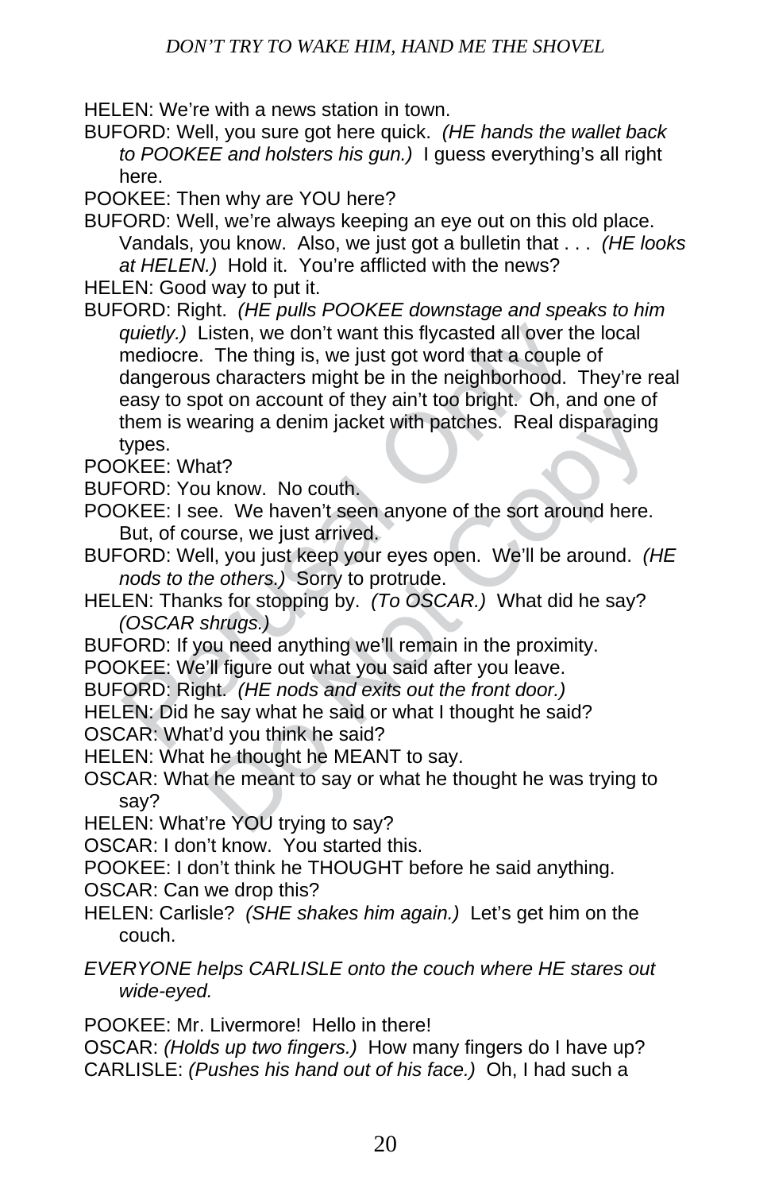HELEN: We're with a news station in town.

BUFORD: Well, you sure got here quick. *(HE hands the wallet back to POOKEE and holsters his gun.)* I guess everything's all right here.

POOKEE: Then why are YOU here?

BUFORD: Well, we're always keeping an eye out on this old place. Vandals, you know. Also, we just got a bulletin that . . . *(HE looks at HELEN.)* Hold it. You're afflicted with the news?

HELEN: Good way to put it.

BUFORD: Right. *(HE pulls POOKEE downstage and speaks to him quietly.)* Listen, we don't want this flycasted all over the local mediocre. The thing is, we just got word that a couple of dangerous characters might be in the neighborhood. They're real easy to spot on account of they ain't too bright. Oh, and one of them is wearing a denim jacket with patches. Real disparaging types.

POOKEE: What?

BUFORD: You know. No couth.

POOKEE: I see. We haven't seen anyone of the sort around here. But, of course, we just arrived.

BUFORD: Well, you just keep your eyes open. We'll be around. *(HE nods to the others.)* Sorry to protrude.

HELEN: Thanks for stopping by. *(To OSCAR.)* What did he say? *(OSCAR shrugs.)*

BUFORD: If you need anything we'll remain in the proximity.

POOKEE: We'll figure out what you said after you leave.

BUFORD: Right. *(HE nods and exits out the front door.)*

HELEN: Did he say what he said or what I thought he said?

OSCAR: What'd you think he said?

HELEN: What he thought he MEANT to say.

OSCAR: What he meant to say or what he thought he was trying to say?

HELEN: What're YOU trying to say?

OSCAR: I don't know. You started this.

POOKEE: I don't think he THOUGHT before he said anything.

OSCAR: Can we drop this?

HELEN: Carlisle? *(SHE shakes him again.)* Let's get him on the couch.

*EVERYONE helps CARLISLE onto the couch where HE stares out wide-eyed.*

POOKEE: Mr. Livermore! Hello in there!

OSCAR: *(Holds up two fingers.)* How many fingers do I have up?

CARLISLE: *(Pushes his hand out of his face.)* Oh, I had such a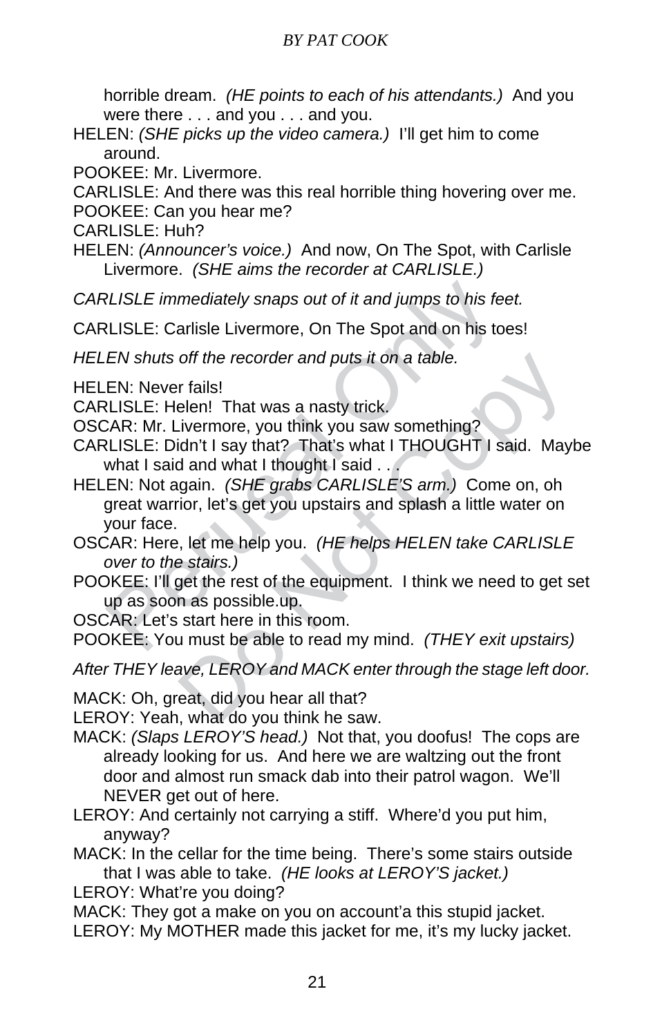horrible dream. *(HE points to each of his attendants.)* And you were there . . . and you . . . and you.

HELEN: *(SHE picks up the video camera.)* I'll get him to come around.

POOKEE: Mr. Livermore.

CARLISLE: And there was this real horrible thing hovering over me.

POOKEE: Can you hear me?

CARLISLE: Huh?

HELEN: *(Announcer's voice.)* And now, On The Spot, with Carlisle Livermore. *(SHE aims the recorder at CARLISLE.)*

*CARLISLE immediately snaps out of it and jumps to his feet.*

CARLISLE: Carlisle Livermore, On The Spot and on his toes!

*HELEN shuts off the recorder and puts it on a table.*

HELEN: Never fails!

CARLISLE: Helen! That was a nasty trick.

OSCAR: Mr. Livermore, you think you saw something?

CARLISLE: Didn't I say that? That's what I THOUGHT I said. Maybe what I said and what I thought I said . . .

HELEN: Not again. *(SHE grabs CARLISLE'S arm.)* Come on, oh great warrior, let's get you upstairs and splash a little water on your face.

OSCAR: Here, let me help you. *(HE helps HELEN take CARLISLE over to the stairs.)*

POOKEE: I'll get the rest of the equipment. I think we need to get set up as soon as possible.up.

OSCAR: Let's start here in this room.

POOKEE: You must be able to read my mind. *(THEY exit upstairs)*

*After THEY leave, LEROY and MACK enter through the stage left door.*

MACK: Oh, great, did you hear all that?

LEROY: Yeah, what do you think he saw.

MACK: *(Slaps LEROY'S head.)* Not that, you doofus! The cops are already looking for us. And here we are waltzing out the front door and almost run smack dab into their patrol wagon. We'll NEVER get out of here.

LEROY: And certainly not carrying a stiff. Where'd you put him, anyway?

MACK: In the cellar for the time being. There's some stairs outside that I was able to take. *(HE looks at LEROY'S jacket.)*

LEROY: What're you doing?

MACK: They got a make on you on account'a this stupid jacket.

LEROY: My MOTHER made this jacket for me, it's my lucky jacket.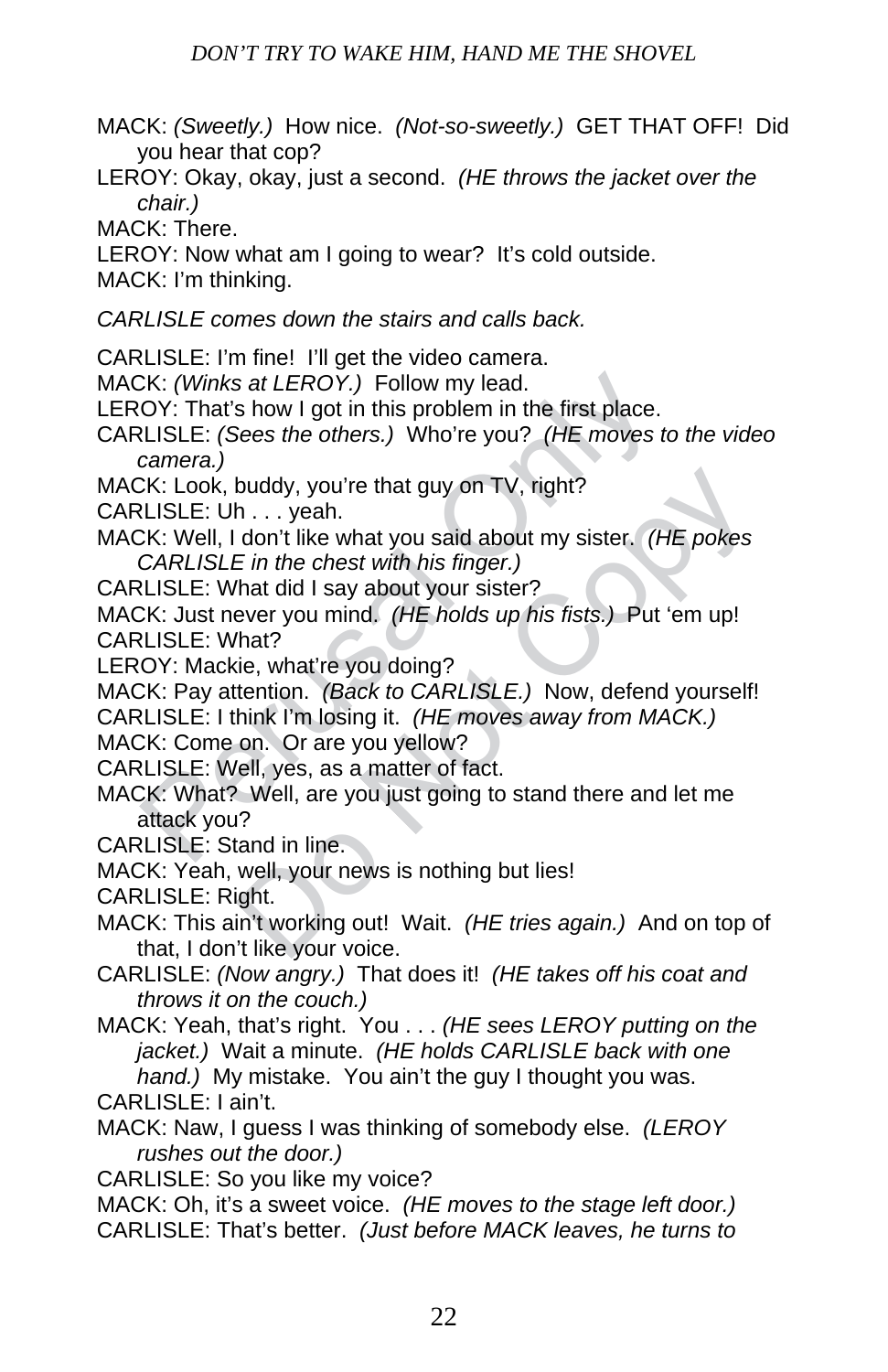MACK: *(Sweetly.)* How nice. *(Not-so-sweetly.)* GET THAT OFF! Did you hear that cop?

LEROY: Okay, okay, just a second. *(HE throws the jacket over the chair.)*

MACK: There.

LEROY: Now what am I going to wear? It's cold outside.

MACK: I'm thinking.

*CARLISLE comes down the stairs and calls back.*

CARLISLE: I'm fine! I'll get the video camera.

MACK: *(Winks at LEROY.)* Follow my lead.

LEROY: That's how I got in this problem in the first place.

CARLISLE: *(Sees the others.)* Who're you? *(HE moves to the video camera.)*

MACK: Look, buddy, you're that guy on TV, right?

CARLISLE: Uh . . . yeah.

MACK: Well, I don't like what you said about my sister. *(HE pokes CARLISLE in the chest with his finger.)*

CARLISLE: What did I say about your sister?

MACK: Just never you mind. *(HE holds up his fists.)* Put 'em up!

CARLISLE: What?

LEROY: Mackie, what're you doing?

MACK: Pay attention. *(Back to CARLISLE.)* Now, defend yourself!

CARLISLE: I think I'm losing it. *(HE moves away from MACK.)*

MACK: Come on. Or are you yellow?

CARLISLE: Well, yes, as a matter of fact.

MACK: What? Well, are you just going to stand there and let me attack you?

CARLISLE: Stand in line.

MACK: Yeah, well, your news is nothing but lies!

CARLISLE: Right.

MACK: This ain't working out! Wait. *(HE tries again.)* And on top of that, I don't like your voice.

CARLISLE: *(Now angry.)* That does it! *(HE takes off his coat and throws it on the couch.)*

MACK: Yeah, that's right. You . . . *(HE sees LEROY putting on the jacket.)* Wait a minute. *(HE holds CARLISLE back with one hand.)* My mistake. You ain't the guy I thought you was.

CARLISLE: I ain't.

MACK: Naw, I guess I was thinking of somebody else. *(LEROY rushes out the door.)*

CARLISLE: So you like my voice?

MACK: Oh, it's a sweet voice. *(HE moves to the stage left door.)*

CARLISLE: That's better. *(Just before MACK leaves, he turns to*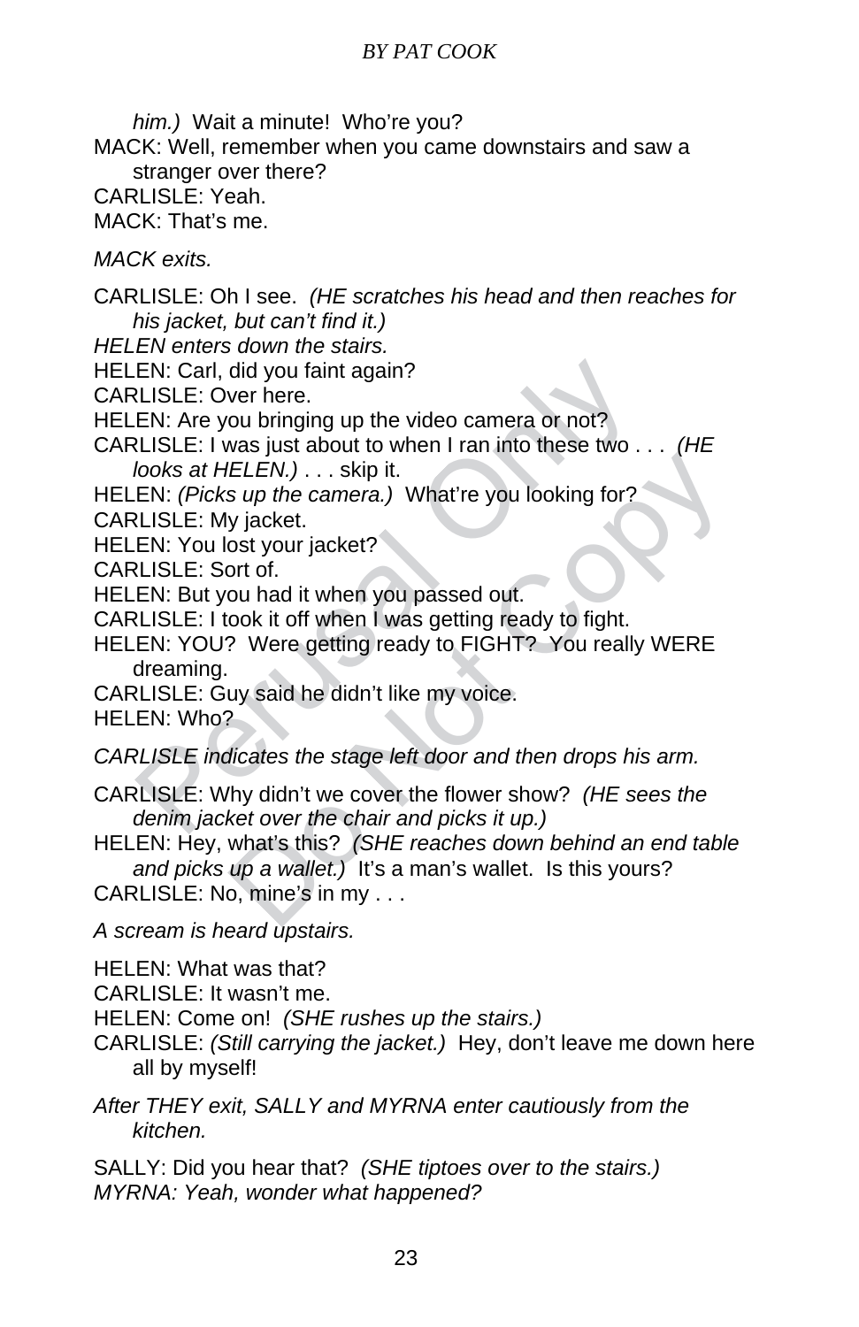*him.)* Wait a minute! Who're you?

MACK: Well, remember when you came downstairs and saw a stranger over there?

CARLISLE: Yeah.

MACK: That's me.

*MACK exits.*

CARLISLE: Oh I see. *(HE scratches his head and then reaches for his jacket, but can't find it.)*

*HELEN enters down the stairs.*

HELEN: Carl, did you faint again?

CARLISLE: Over here.

HELEN: Are you bringing up the video camera or not?

CARLISLE: I was just about to when I ran into these two . . . *(HE looks at HELEN.)* . . . skip it.

HELEN: *(Picks up the camera.)* What're you looking for?

CARLISLE: My jacket.

HELEN: You lost your jacket?

CARLISLE: Sort of.

HELEN: But you had it when you passed out.

CARLISLE: I took it off when I was getting ready to fight.

HELEN: YOU? Were getting ready to FIGHT? You really WERE dreaming.

CARLISLE: Guy said he didn't like my voice.

HELEN: Who?

*CARLISLE indicates the stage left door and then drops his arm.*

CARLISLE: Why didn't we cover the flower show? *(HE sees the denim jacket over the chair and picks it up.)*

HELEN: Hey, what's this? *(SHE reaches down behind an end table and picks up a wallet.)* It's a man's wallet. Is this yours?

CARLISLE: No, mine's in my . . .

*A scream is heard upstairs.*

HELEN: What was that?

CARLISLE: It wasn't me.

HELEN: Come on! *(SHE rushes up the stairs.)*

CARLISLE: *(Still carrying the jacket.)* Hey, don't leave me down here all by myself!

*After THEY exit, SALLY and MYRNA enter cautiously from the kitchen.*

SALLY: Did you hear that? *(SHE tiptoes over to the stairs.)*

*MYRNA: Yeah, wonder what happened?*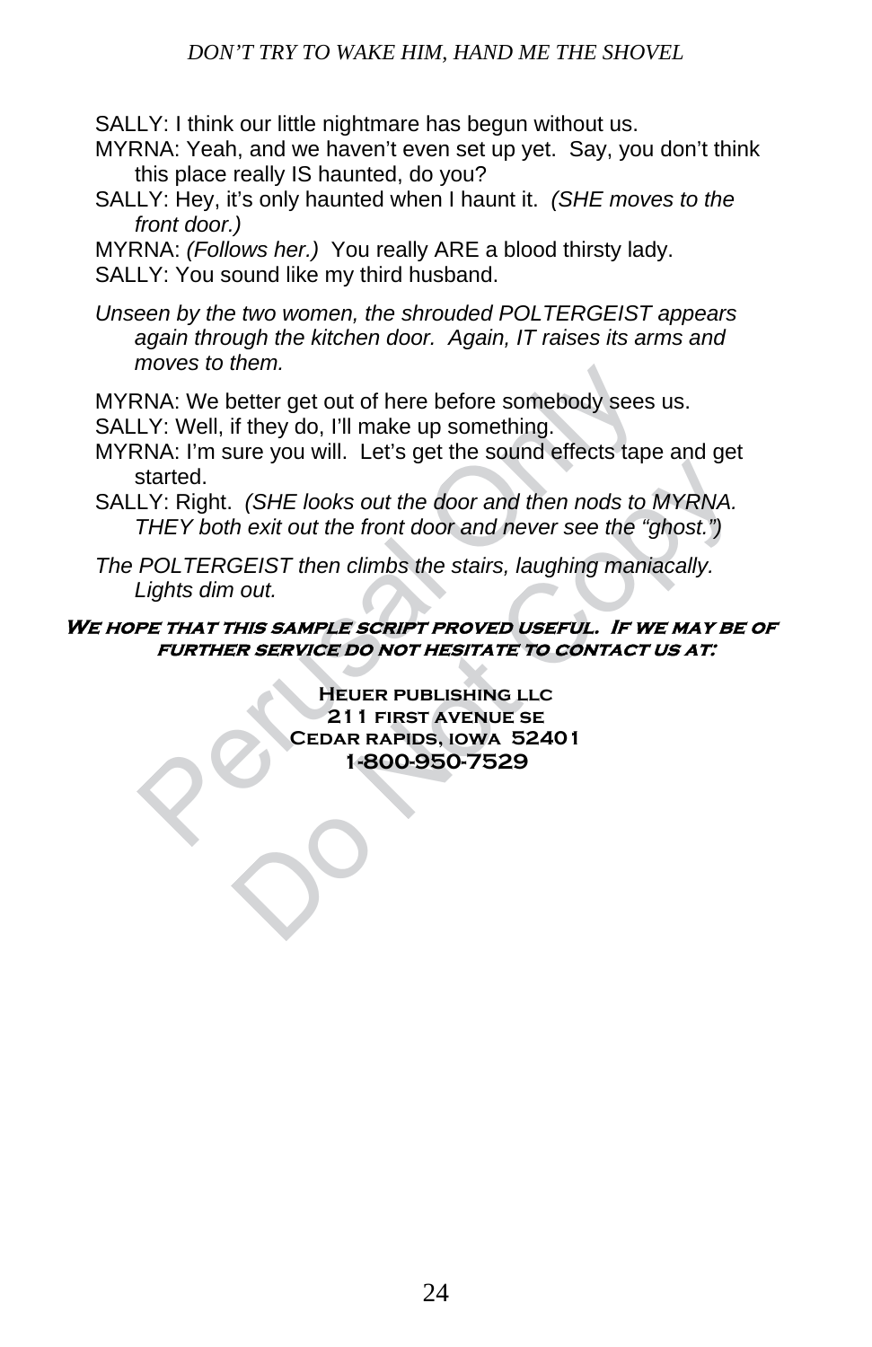SALLY: I think our little nightmare has begun without us.

MYRNA: Yeah, and we haven't even set up yet. Say, you don't think this place really IS haunted, do you?

SALLY: Hey, it's only haunted when I haunt it. *(SHE moves to the front door.)*

MYRNA: *(Follows her.)* You really ARE a blood thirsty lady.

SALLY: You sound like my third husband.

*Unseen by the two women, the shrouded POLTERGEIST appears again through the kitchen door. Again, IT raises its arms and moves to them.*

MYRNA: We better get out of here before somebody sees us.

SALLY: Well, if they do, I'll make up something.

MYRNA: I'm sure you will. Let's get the sound effects tape and get started.

SALLY: Right. *(SHE looks out the door and then nods to MYRNA. THEY both exit out the front door and never see the "ghost.")*

*The POLTERGEIST then climbs the stairs, laughing maniacally. Lights dim out.*

**WE HOPE THAT THIS SAMPLE SCRIPT PROVED USEFUL. IF WE MAY BE OF FURTHER SERVICE DO NOT HESITATE TO CONTACT US AT:**

**HEUER PUBLISHING LLC**
**211 FIRST AVENUE SE**
**CEDAR RAPIDS, IOWA 52401**
**1-800-950-7529**